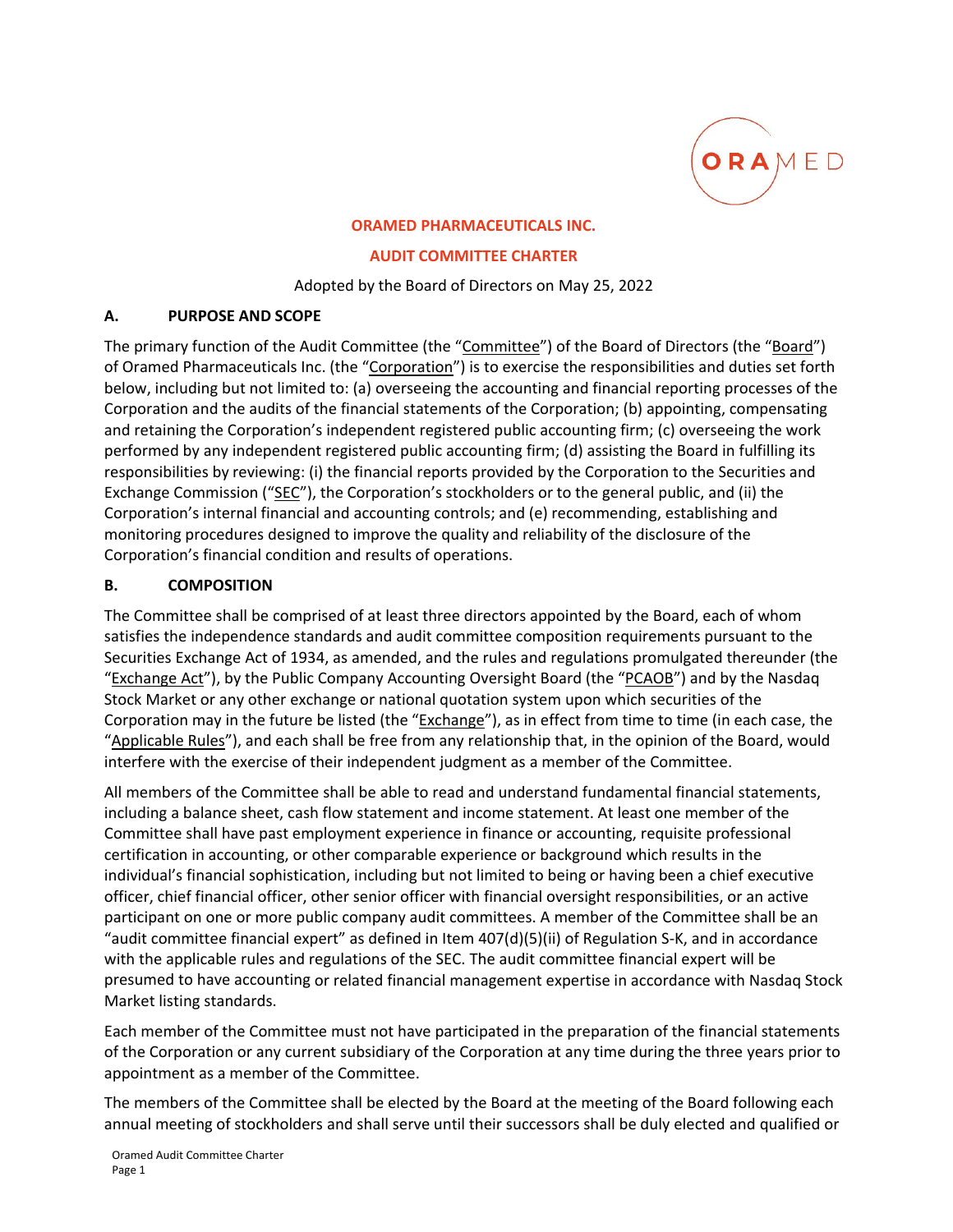# ORAMED PHARMACEUTICALS INC.

## AUDIT COMMITTEE CHARTER

Adopted by the Board of Directors on May 25, 2022

### A. PURPOSE AND SCOPE

The primary function of the Audit Committee (the "Committee") of the Board of Directors (the "Board") of Oramed Pharmaceuticals Inc. (the "Corporation") is to exercise the responsibilities and duties set forth below, including but not limited to: (a) overseeing the accounting and financial reporting processes of the Corporation and the audits of the financial statements of the Corporation; (b) appointing, compensating and retaining the Corporation's independent registered public accounting firm; (c) overseeing the work performed by any independent registered public accounting firm; (d) assisting the Board in fulfilling its responsibilities by reviewing: (i) the financial reports provided by the Corporation to the Securities and Exchange Commission ("SEC"), the Corporation's stockholders or to the general public, and (ii) the Corporation's internal financial and accounting controls; and (e) recommending, establishing and monitoring procedures designed to improve the quality and reliability of the disclosure of the Corporation's financial condition and results of operations.

### B. COMPOSITION

The Committee shall be comprised of at least three directors appointed by the Board, each of whom satisfies the independence standards and audit committee composition requirements pursuant to the Securities Exchange Act of 1934, as amended, and the rules and regulations promulgated thereunder (the "Exchange Act"), by the Public Company Accounting Oversight Board (the "PCAOB") and by the Nasdaq Stock Market or any other exchange or national quotation system upon which securities of the Corporation may in the future be listed (the "Exchange"), as in effect from time to time (in each case, the "Applicable Rules"), and each shall be free from any relationship that, in the opinion of the Board, would interfere with the exercise of their independent judgment as a member of the Committee.

All members of the Committee shall be able to read and understand fundamental financial statements, including a balance sheet, cash flow statement and income statement. At least one member of the Committee shall have past employment experience in finance or accounting, requisite professional certification in accounting, or other comparable experience or background which results in the individual's financial sophistication, including but not limited to being or having been a chief executive officer, chief financial officer, other senior officer with financial oversight responsibilities, or an active participant on one or more public company audit committees. A member of the Committee shall be an "audit committee financial expert" as defined in Item 407(d)(5)(ii) of Regulation S-K, and in accordance with the applicable rules and regulations of the SEC. The audit committee financial expert will be presumed to have accounting or related financial management expertise in accordance with Nasdaq Stock Market listing standards.

Each member of the Committee must not have participated in the preparation of the financial statements of the Corporation or any current subsidiary of the Corporation at any time during the three years prior to appointment as a member of the Committee.

The members of the Committee shall be elected by the Board at the meeting of the Board following each annual meeting of stockholders and shall serve until their successors shall be duly elected and qualified or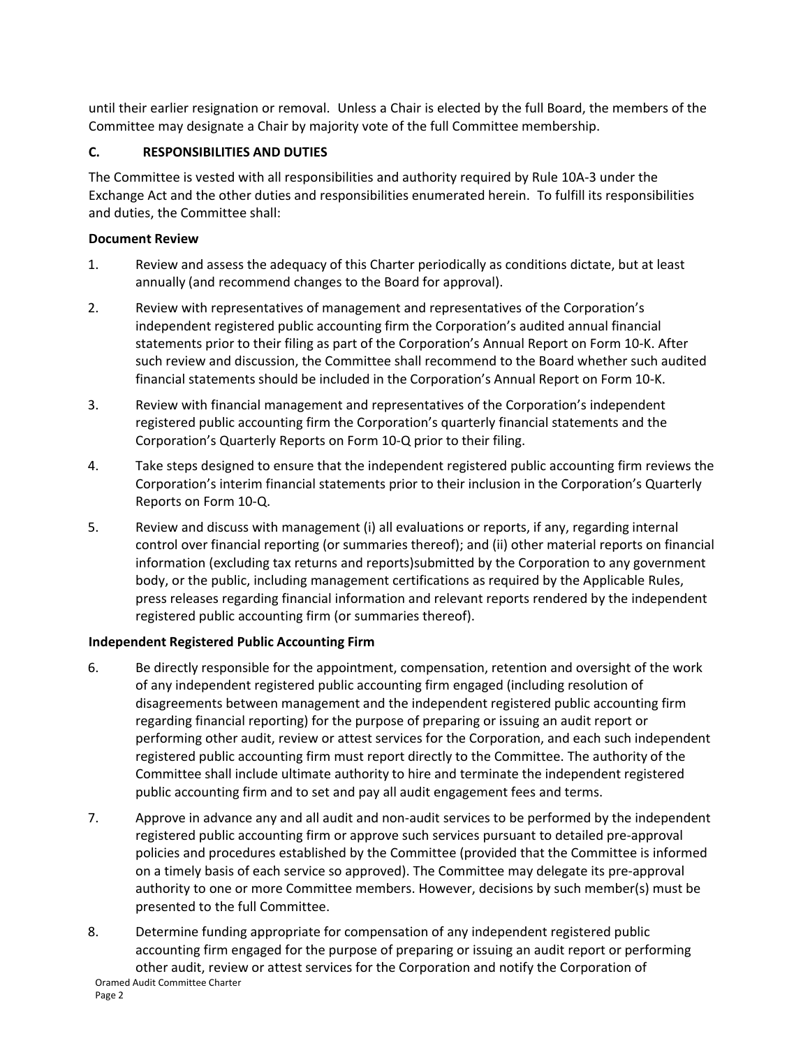until their earlier resignation or removal. Unless a Chair is elected by the full Board, the members of the Committee may designate a Chair by majority vote of the full Committee membership.

## C. RESPONSIBILITIES AND DUTIES

The Committee is vested with all responsibilities and authority required by Rule 10A-3 under the Exchange Act and the other duties and responsibilities enumerated herein. To fulfill its responsibilities and duties, the Committee shall:

**Document Review**

1. Review and assess the adequacy of this Charter periodically as conditions dictate, but at least annually (and recommend changes to the Board for approval).

2. Review with representatives of management and representatives of the Corporation's independent registered public accounting firm the Corporation's audited annual financial statements prior to their filing as part of the Corporation's Annual Report on Form 10-K. After such review and discussion, the Committee shall recommend to the Board whether such audited financial statements should be included in the Corporation's Annual Report on Form 10-K.

3. Review with financial management and representatives of the Corporation's independent registered public accounting firm the Corporation's quarterly financial statements and the Corporation's Quarterly Reports on Form 10-Q prior to their filing.

4. Take steps designed to ensure that the independent registered public accounting firm reviews the Corporation's interim financial statements prior to their inclusion in the Corporation's Quarterly Reports on Form 10-Q.

5. Review and discuss with management (i) all evaluations or reports, if any, regarding internal control over financial reporting (or summaries thereof); and (ii) other material reports on financial information (excluding tax returns and reports)submitted by the Corporation to any government body, or the public, including management certifications as required by the Applicable Rules, press releases regarding financial information and relevant reports rendered by the independent registered public accounting firm (or summaries thereof).

**Independent Registered Public Accounting Firm**

6. Be directly responsible for the appointment, compensation, retention and oversight of the work of any independent registered public accounting firm engaged (including resolution of disagreements between management and the independent registered public accounting firm regarding financial reporting) for the purpose of preparing or issuing an audit report or performing other audit, review or attest services for the Corporation, and each such independent registered public accounting firm must report directly to the Committee. The authority of the Committee shall include ultimate authority to hire and terminate the independent registered public accounting firm and to set and pay all audit engagement fees and terms.

7. Approve in advance any and all audit and non-audit services to be performed by the independent registered public accounting firm or approve such services pursuant to detailed pre-approval policies and procedures established by the Committee (provided that the Committee is informed on a timely basis of each service so approved). The Committee may delegate its pre-approval authority to one or more Committee members. However, decisions by such member(s) must be presented to the full Committee.

8. Determine funding appropriate for compensation of any independent registered public accounting firm engaged for the purpose of preparing or issuing an audit report or performing other audit, review or attest services for the Corporation and notify the Corporation of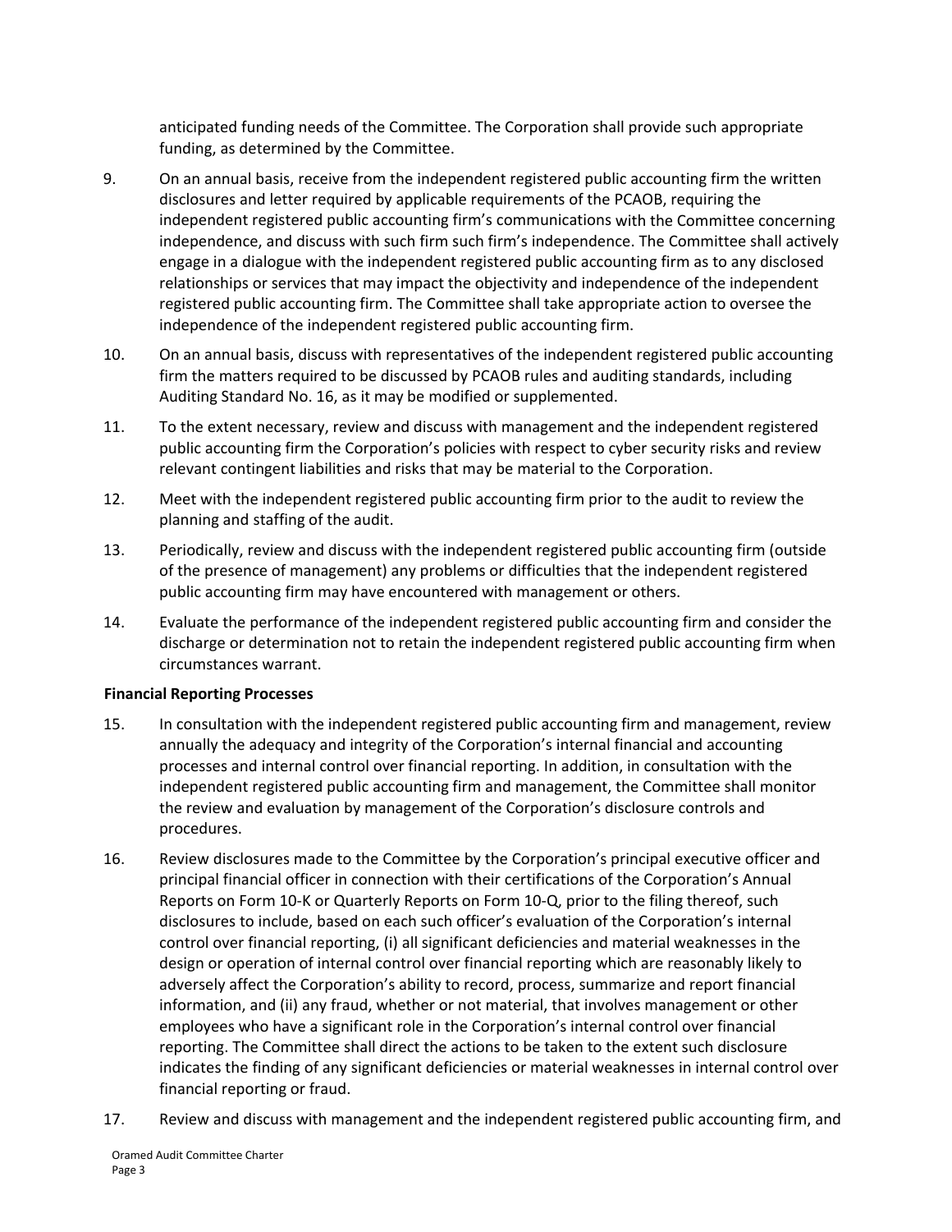anticipated funding needs of the Committee. The Corporation shall provide such appropriate funding, as determined by the Committee.

9. On an annual basis, receive from the independent registered public accounting firm the written disclosures and letter required by applicable requirements of the PCAOB, requiring the independent registered public accounting firm's communications with the Committee concerning independence, and discuss with such firm such firm's independence. The Committee shall actively engage in a dialogue with the independent registered public accounting firm as to any disclosed relationships or services that may impact the objectivity and independence of the independent registered public accounting firm. The Committee shall take appropriate action to oversee the independence of the independent registered public accounting firm.

10. On an annual basis, discuss with representatives of the independent registered public accounting firm the matters required to be discussed by PCAOB rules and auditing standards, including Auditing Standard No. 16, as it may be modified or supplemented.

11. To the extent necessary, review and discuss with management and the independent registered public accounting firm the Corporation's policies with respect to cyber security risks and review relevant contingent liabilities and risks that may be material to the Corporation.

12. Meet with the independent registered public accounting firm prior to the audit to review the planning and staffing of the audit.

13. Periodically, review and discuss with the independent registered public accounting firm (outside of the presence of management) any problems or difficulties that the independent registered public accounting firm may have encountered with management or others.

14. Evaluate the performance of the independent registered public accounting firm and consider the discharge or determination not to retain the independent registered public accounting firm when circumstances warrant.

**Financial Reporting Processes**

15. In consultation with the independent registered public accounting firm and management, review annually the adequacy and integrity of the Corporation's internal financial and accounting processes and internal control over financial reporting. In addition, in consultation with the independent registered public accounting firm and management, the Committee shall monitor the review and evaluation by management of the Corporation's disclosure controls and procedures.

16. Review disclosures made to the Committee by the Corporation's principal executive officer and principal financial officer in connection with their certifications of the Corporation's Annual Reports on Form 10-K or Quarterly Reports on Form 10-Q, prior to the filing thereof, such disclosures to include, based on each such officer's evaluation of the Corporation's internal control over financial reporting, (i) all significant deficiencies and material weaknesses in the design or operation of internal control over financial reporting which are reasonably likely to adversely affect the Corporation's ability to record, process, summarize and report financial information, and (ii) any fraud, whether or not material, that involves management or other employees who have a significant role in the Corporation's internal control over financial reporting. The Committee shall direct the actions to be taken to the extent such disclosure indicates the finding of any significant deficiencies or material weaknesses in internal control over financial reporting or fraud.

17. Review and discuss with management and the independent registered public accounting firm, and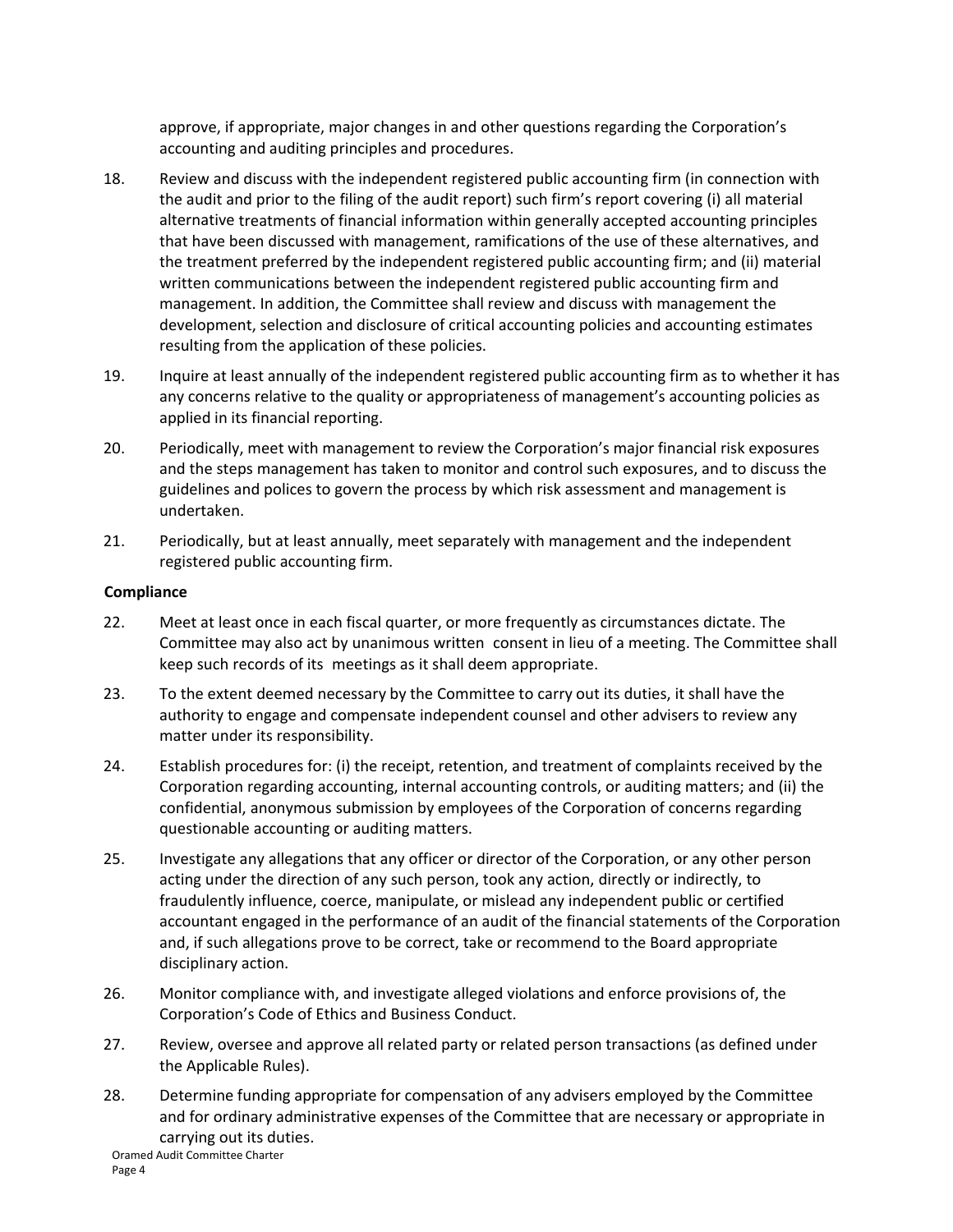approve, if appropriate, major changes in and other questions regarding the Corporation's accounting and auditing principles and procedures.

18. Review and discuss with the independent registered public accounting firm (in connection with the audit and prior to the filing of the audit report) such firm's report covering (i) all material alternative treatments of financial information within generally accepted accounting principles that have been discussed with management, ramifications of the use of these alternatives, and the treatment preferred by the independent registered public accounting firm; and (ii) material written communications between the independent registered public accounting firm and management. In addition, the Committee shall review and discuss with management the development, selection and disclosure of critical accounting policies and accounting estimates resulting from the application of these policies.

19. Inquire at least annually of the independent registered public accounting firm as to whether it has any concerns relative to the quality or appropriateness of management's accounting policies as applied in its financial reporting.

20. Periodically, meet with management to review the Corporation's major financial risk exposures and the steps management has taken to monitor and control such exposures, and to discuss the guidelines and polices to govern the process by which risk assessment and management is undertaken.

21. Periodically, but at least annually, meet separately with management and the independent registered public accounting firm.

**Compliance**

22. Meet at least once in each fiscal quarter, or more frequently as circumstances dictate. The Committee may also act by unanimous written consent in lieu of a meeting. The Committee shall keep such records of its meetings as it shall deem appropriate.

23. To the extent deemed necessary by the Committee to carry out its duties, it shall have the authority to engage and compensate independent counsel and other advisers to review any matter under its responsibility.

24. Establish procedures for: (i) the receipt, retention, and treatment of complaints received by the Corporation regarding accounting, internal accounting controls, or auditing matters; and (ii) the confidential, anonymous submission by employees of the Corporation of concerns regarding questionable accounting or auditing matters.

25. Investigate any allegations that any officer or director of the Corporation, or any other person acting under the direction of any such person, took any action, directly or indirectly, to fraudulently influence, coerce, manipulate, or mislead any independent public or certified accountant engaged in the performance of an audit of the financial statements of the Corporation and, if such allegations prove to be correct, take or recommend to the Board appropriate disciplinary action.

26. Monitor compliance with, and investigate alleged violations and enforce provisions of, the Corporation's Code of Ethics and Business Conduct.

27. Review, oversee and approve all related party or related person transactions (as defined under the Applicable Rules).

28. Determine funding appropriate for compensation of any advisers employed by the Committee and for ordinary administrative expenses of the Committee that are necessary or appropriate in carrying out its duties.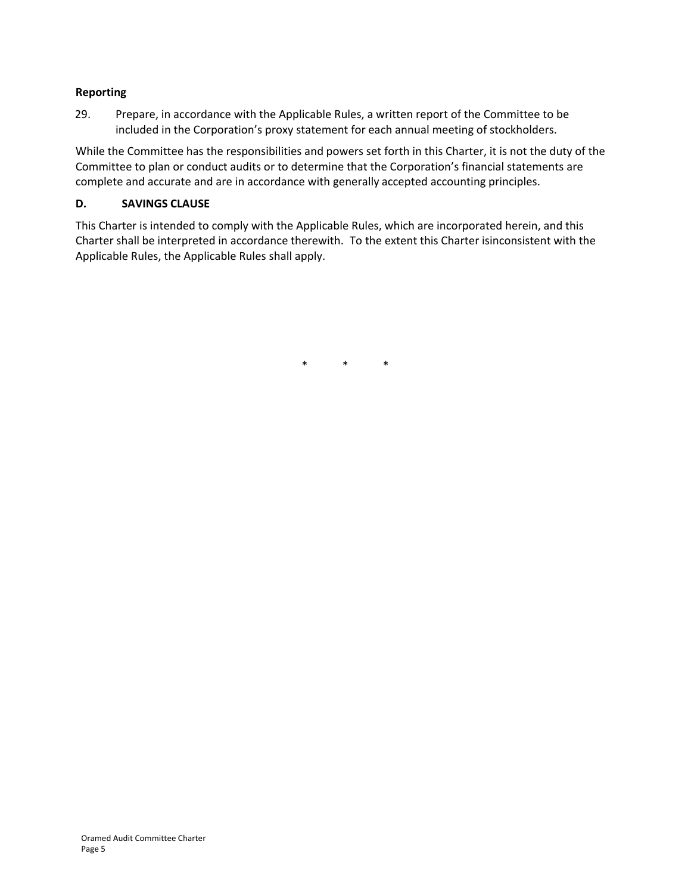**Reporting**

29. Prepare, in accordance with the Applicable Rules, a written report of the Committee to be included in the Corporation's proxy statement for each annual meeting of stockholders.

While the Committee has the responsibilities and powers set forth in this Charter, it is not the duty of the Committee to plan or conduct audits or to determine that the Corporation's financial statements are complete and accurate and are in accordance with generally accepted accounting principles.

## D. SAVINGS CLAUSE

This Charter is intended to comply with the Applicable Rules, which are incorporated herein, and this Charter shall be interpreted in accordance therewith. To the extent this Charter isinconsistent with the Applicable Rules, the Applicable Rules shall apply.

\* \* \*